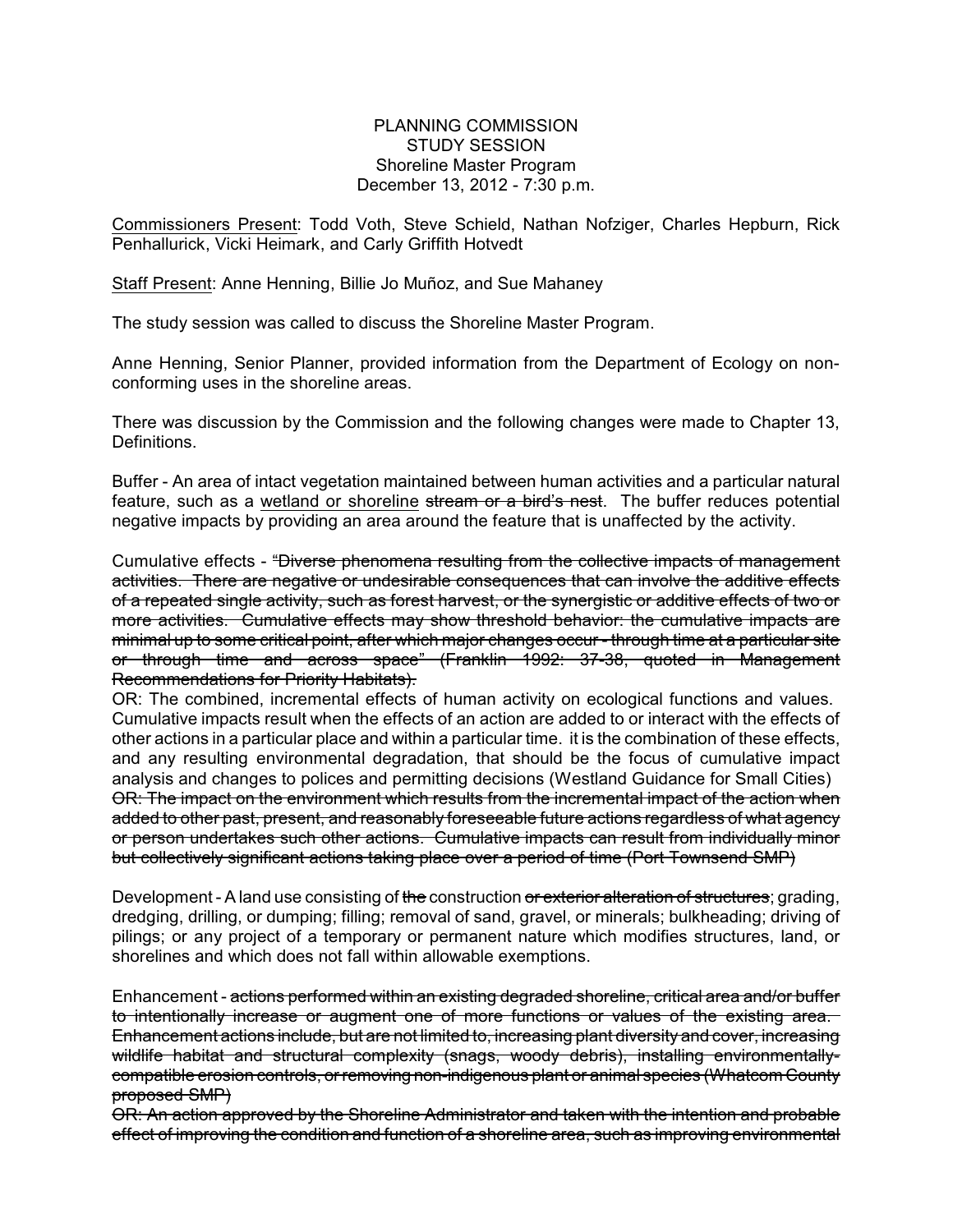PLANNING COMMISSION
STUDY SESSION
Shoreline Master Program
December 13, 2012 - 7:30 p.m.

<u>Commissioners Present</u>: Todd Voth, Steve Schield, Nathan Nofziger, Charles Hepburn, Rick Penhallurick, Vicki Heimark, and Carly Griffith Hotvedt

<u>Staff Present</u>: Anne Henning, Billie Jo Muñoz, and Sue Mahaney

The study session was called to discuss the Shoreline Master Program.

Anne Henning, Senior Planner, provided information from the Department of Ecology on non-conforming uses in the shoreline areas.

There was discussion by the Commission and the following changes were made to Chapter 13, Definitions.

Buffer - An area of intact vegetation maintained between human activities and a particular natural feature, such as a <u>wetland or shoreline</u> ~~stream or a bird's nest~~. The buffer reduces potential negative impacts by providing an area around the feature that is unaffected by the activity.

Cumulative effects - ~~"Diverse phenomena resulting from the collective impacts of management activities. There are negative or undesirable consequences that can involve the additive effects of a repeated single activity, such as forest harvest, or the synergistic or additive effects of two or more activities. Cumulative effects may show threshold behavior: the cumulative impacts are minimal up to some critical point, after which major changes occur - through time at a particular site or through time and across space" (Franklin 1992: 37-38, quoted in Management Recommendations for Priority Habitats).~~
OR: The combined, incremental effects of human activity on ecological functions and values. Cumulative impacts result when the effects of an action are added to or interact with the effects of other actions in a particular place and within a particular time. it is the combination of these effects, and any resulting environmental degradation, that should be the focus of cumulative impact analysis and changes to polices and permitting decisions (Westland Guidance for Small Cities)
~~OR: The impact on the environment which results from the incremental impact of the action when added to other past, present, and reasonably foreseeable future actions regardless of what agency or person undertakes such other actions. Cumulative impacts can result from individually minor but collectively significant actions taking place over a period of time (Port Townsend SMP)~~

Development - A land use consisting of ~~the~~ construction ~~or exterior alteration of structures~~; grading, dredging, drilling, or dumping; filling; removal of sand, gravel, or minerals; bulkheading; driving of pilings; or any project of a temporary or permanent nature which modifies structures, land, or shorelines and which does not fall within allowable exemptions.

Enhancement - ~~actions performed within an existing degraded shoreline, critical area and/or buffer to intentionally increase or augment one of more functions or values of the existing area. Enhancement actions include, but are not limited to, increasing plant diversity and cover, increasing wildlife habitat and structural complexity (snags, woody debris), installing environmentally-compatible erosion controls, or removing non-indigenous plant or animal species (Whatcom County proposed SMP)~~
~~OR: An action approved by the Shoreline Administrator and taken with the intention and probable effect of improving the condition and function of a shoreline area, such as improving environmental~~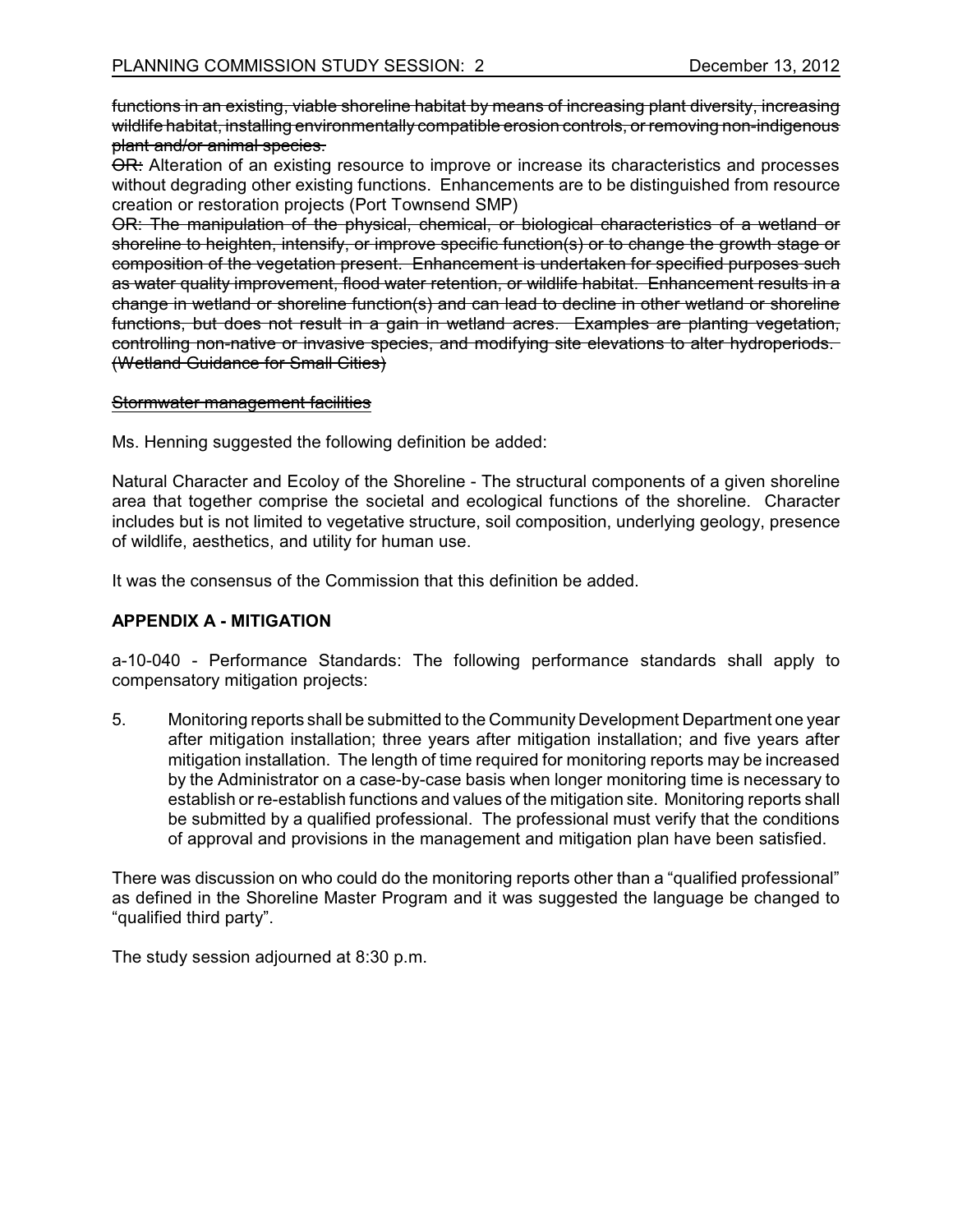~~functions in an existing, viable shoreline habitat by means of increasing plant diversity, increasing wildlife habitat, installing environmentally compatible erosion controls, or removing non-indigenous plant and/or animal species.~~

~~OR:~~ Alteration of an existing resource to improve or increase its characteristics and processes without degrading other existing functions. Enhancements are to be distinguished from resource creation or restoration projects (Port Townsend SMP)

~~OR: The manipulation of the physical, chemical, or biological characteristics of a wetland or shoreline to heighten, intensify, or improve specific function(s) or to change the growth stage or composition of the vegetation present. Enhancement is undertaken for specified purposes such as water quality improvement, flood water retention, or wildlife habitat. Enhancement results in a change in wetland or shoreline function(s) and can lead to decline in other wetland or shoreline functions, but does not result in a gain in wetland acres. Examples are planting vegetation, controlling non-native or invasive species, and modifying site elevations to alter hydroperiods. (Wetland Guidance for Small Cities)~~

~~Stormwater management facilities~~

Ms. Henning suggested the following definition be added:

Natural Character and Ecoloy of the Shoreline - The structural components of a given shoreline area that together comprise the societal and ecological functions of the shoreline. Character includes but is not limited to vegetative structure, soil composition, underlying geology, presence of wildlife, aesthetics, and utility for human use.

It was the consensus of the Commission that this definition be added.

**APPENDIX A - MITIGATION**

a-10-040 - Performance Standards: The following performance standards shall apply to compensatory mitigation projects:

5. Monitoring reports shall be submitted to the Community Development Department one year after mitigation installation; three years after mitigation installation; and five years after mitigation installation. The length of time required for monitoring reports may be increased by the Administrator on a case-by-case basis when longer monitoring time is necessary to establish or re-establish functions and values of the mitigation site. Monitoring reports shall be submitted by a qualified professional. The professional must verify that the conditions of approval and provisions in the management and mitigation plan have been satisfied.

There was discussion on who could do the monitoring reports other than a "qualified professional" as defined in the Shoreline Master Program and it was suggested the language be changed to "qualified third party".

The study session adjourned at 8:30 p.m.